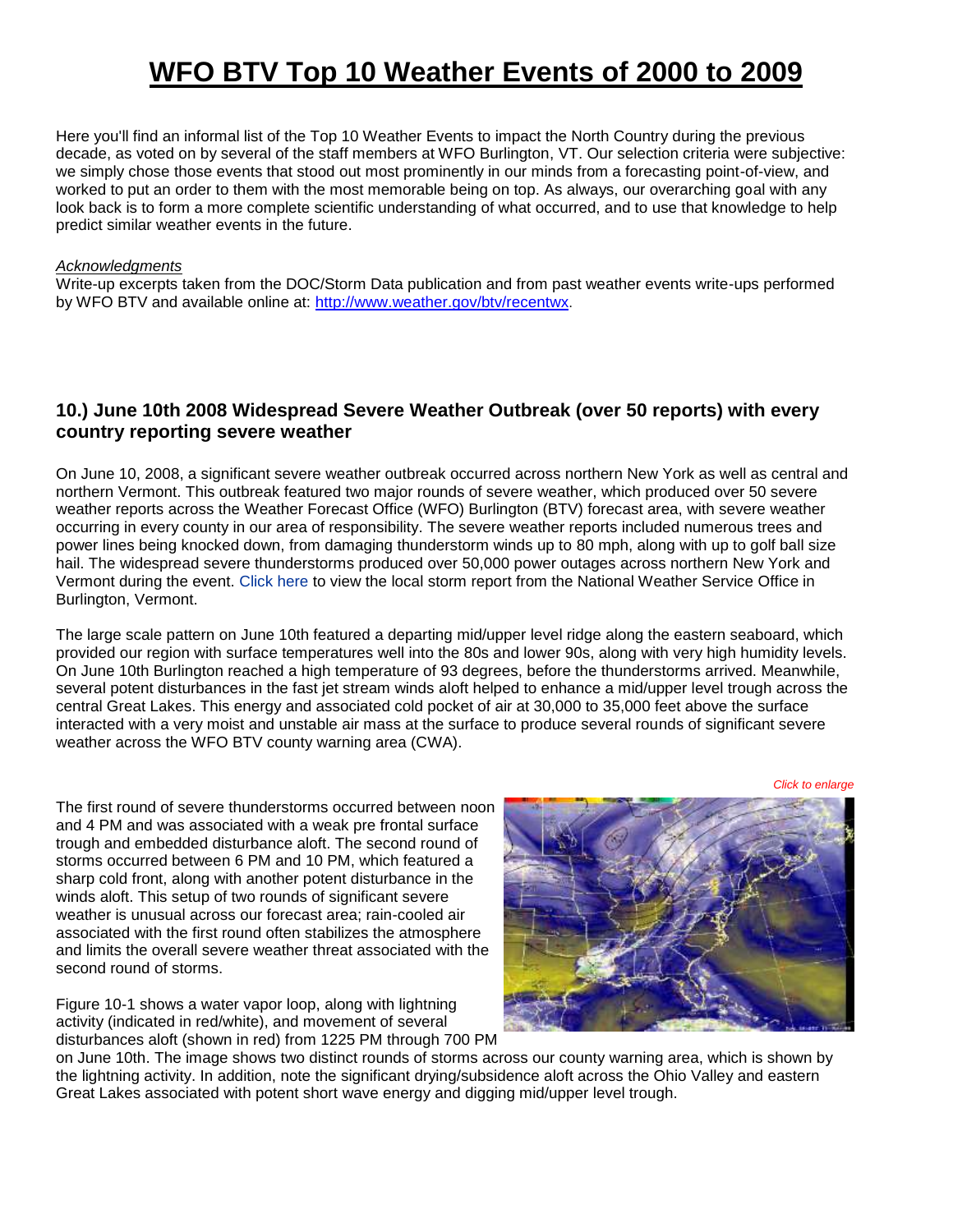# WFO BTV Top 10 Weather Events of 2000 to 2009

Here you'll find an informal list of the Top 10 Weather Events to impact the North Country during the previous decade, as voted on by several of the staff members at WFO Burlington, VT. Our selection criteria were subjective: we simply chose those events that stood out most prominently in our minds from a forecasting point-of-view, and worked to put an order to them with the most memorable being on top. As always, our overarching goal with any look back is to form a more complete scientific understanding of what occurred, and to use that knowledge to help predict similar weather events in the future.

*Acknowledgments*

Write-up excerpts taken from the DOC/Storm Data publication and from past weather events write-ups performed by WFO BTV and available online at: http://www.weather.gov/btv/recentwx.

## 10.) June 10th 2008 Widespread Severe Weather Outbreak (over 50 reports) with every country reporting severe weather

On June 10, 2008, a significant severe weather outbreak occurred across northern New York as well as central and northern Vermont. This outbreak featured two major rounds of severe weather, which produced over 50 severe weather reports across the Weather Forecast Office (WFO) Burlington (BTV) forecast area, with severe weather occurring in every county in our area of responsibility. The severe weather reports included numerous trees and power lines being knocked down, from damaging thunderstorm winds up to 80 mph, along with up to golf ball size hail. The widespread severe thunderstorms produced over 50,000 power outages across northern New York and Vermont during the event. Click here to view the local storm report from the National Weather Service Office in Burlington, Vermont.

The large scale pattern on June 10th featured a departing mid/upper level ridge along the eastern seaboard, which provided our region with surface temperatures well into the 80s and lower 90s, along with very high humidity levels. On June 10th Burlington reached a high temperature of 93 degrees, before the thunderstorms arrived. Meanwhile, several potent disturbances in the fast jet stream winds aloft helped to enhance a mid/upper level trough across the central Great Lakes. This energy and associated cold pocket of air at 30,000 to 35,000 feet above the surface interacted with a very moist and unstable air mass at the surface to produce several rounds of significant severe weather across the WFO BTV county warning area (CWA).

*Click to enlarge*

The first round of severe thunderstorms occurred between noon and 4 PM and was associated with a weak pre frontal surface trough and embedded disturbance aloft. The second round of storms occurred between 6 PM and 10 PM, which featured a sharp cold front, along with another potent disturbance in the winds aloft. This setup of two rounds of significant severe weather is unusual across our forecast area; rain-cooled air associated with the first round often stabilizes the atmosphere and limits the overall severe weather threat associated with the second round of storms.

Figure 10-1 shows a water vapor loop, along with lightning activity (indicated in red/white), and movement of several disturbances aloft (shown in red) from 1225 PM through 700 PM on June 10th. The image shows two distinct rounds of storms across our county warning area, which is shown by the lightning activity. In addition, note the significant drying/subsidence aloft across the Ohio Valley and eastern Great Lakes associated with potent short wave energy and digging mid/upper level trough.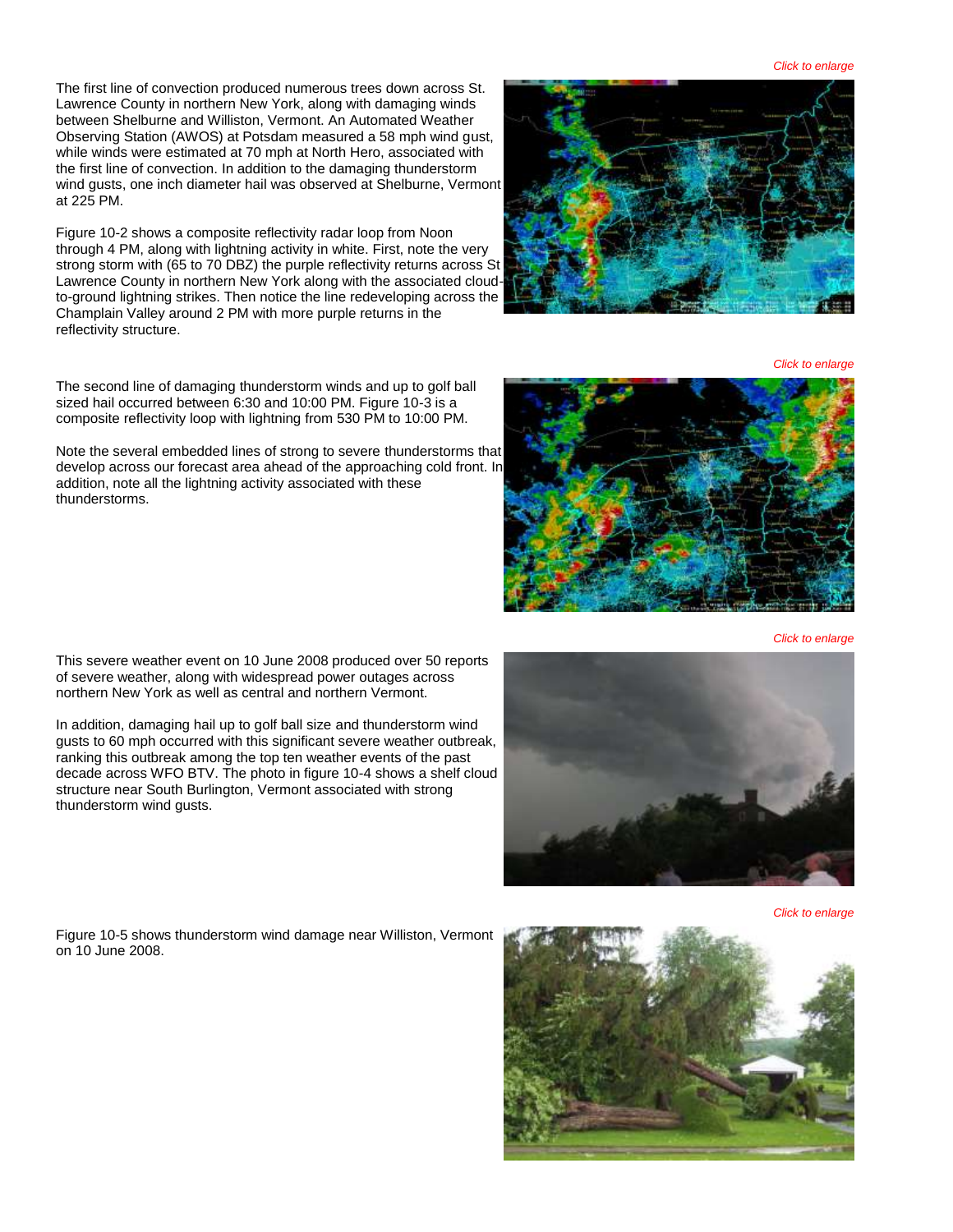*Click to enlarge*

The first line of convection produced numerous trees down across St. Lawrence County in northern New York, along with damaging winds between Shelburne and Williston, Vermont. An Automated Weather Observing Station (AWOS) at Potsdam measured a 58 mph wind gust, while winds were estimated at 70 mph at North Hero, associated with the first line of convection. In addition to the damaging thunderstorm wind gusts, one inch diameter hail was observed at Shelburne, Vermont at 225 PM.

Figure 10-2 shows a composite reflectivity radar loop from Noon through 4 PM, along with lightning activity in white. First, note the very strong storm with (65 to 70 DBZ) the purple reflectivity returns across St Lawrence County in northern New York along with the associated cloud-to-ground lightning strikes. Then notice the line redeveloping across the Champlain Valley around 2 PM with more purple returns in the reflectivity structure.

*Click to enlarge*

The second line of damaging thunderstorm winds and up to golf ball sized hail occurred between 6:30 and 10:00 PM. Figure 10-3 is a composite reflectivity loop with lightning from 530 PM to 10:00 PM.

Note the several embedded lines of strong to severe thunderstorms that develop across our forecast area ahead of the approaching cold front. In addition, note all the lightning activity associated with these thunderstorms.

*Click to enlarge*

This severe weather event on 10 June 2008 produced over 50 reports of severe weather, along with widespread power outages across northern New York as well as central and northern Vermont.

In addition, damaging hail up to golf ball size and thunderstorm wind gusts to 60 mph occurred with this significant severe weather outbreak, ranking this outbreak among the top ten weather events of the past decade across WFO BTV. The photo in figure 10-4 shows a shelf cloud structure near South Burlington, Vermont associated with strong thunderstorm wind gusts.

*Click to enlarge*

Figure 10-5 shows thunderstorm wind damage near Williston, Vermont on 10 June 2008.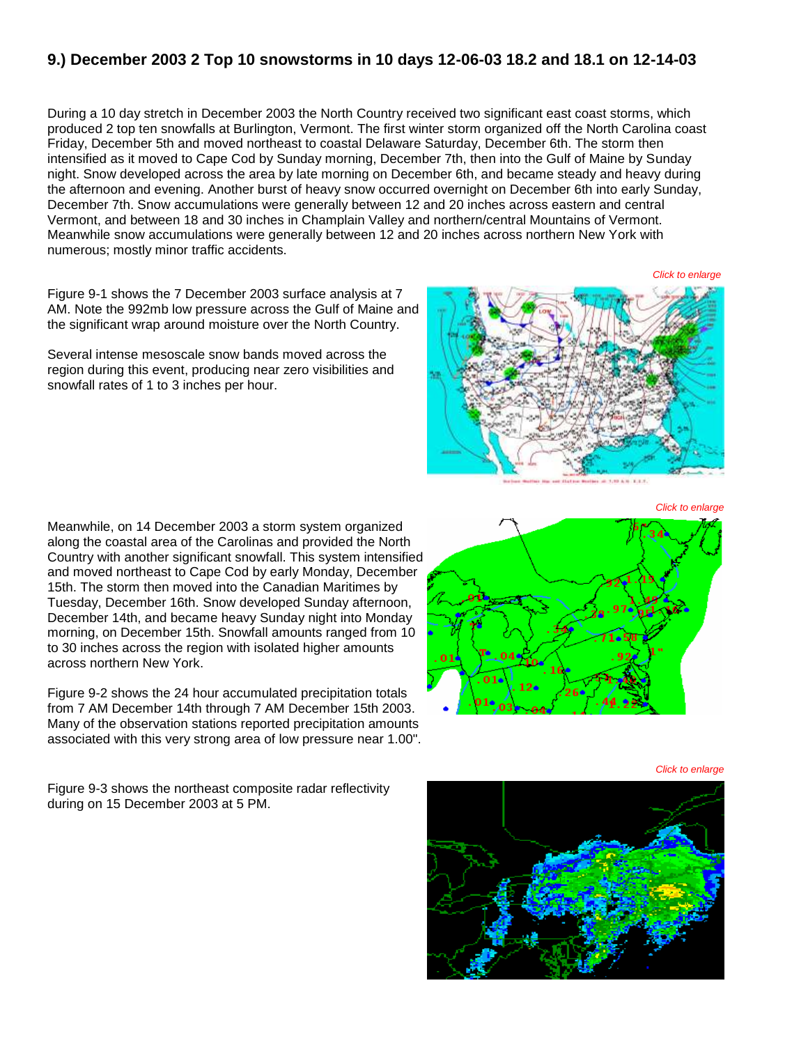## 9.) December 2003 2 Top 10 snowstorms in 10 days 12-06-03 18.2 and 18.1 on 12-14-03

During a 10 day stretch in December 2003 the North Country received two significant east coast storms, which produced 2 top ten snowfalls at Burlington, Vermont. The first winter storm organized off the North Carolina coast Friday, December 5th and moved northeast to coastal Delaware Saturday, December 6th. The storm then intensified as it moved to Cape Cod by Sunday morning, December 7th, then into the Gulf of Maine by Sunday night. Snow developed across the area by late morning on December 6th, and became steady and heavy during the afternoon and evening. Another burst of heavy snow occurred overnight on December 6th into early Sunday, December 7th. Snow accumulations were generally between 12 and 20 inches across eastern and central Vermont, and between 18 and 30 inches in Champlain Valley and northern/central Mountains of Vermont. Meanwhile snow accumulations were generally between 12 and 20 inches across northern New York with numerous; mostly minor traffic accidents.

Figure 9-1 shows the 7 December 2003 surface analysis at 7 AM. Note the 992mb low pressure across the Gulf of Maine and the significant wrap around moisture over the North Country.

Several intense mesoscale snow bands moved across the region during this event, producing near zero visibilities and snowfall rates of 1 to 3 inches per hour.

*Click to enlarge*

Meanwhile, on 14 December 2003 a storm system organized along the coastal area of the Carolinas and provided the North Country with another significant snowfall. This system intensified and moved northeast to Cape Cod by early Monday, December 15th. The storm then moved into the Canadian Maritimes by Tuesday, December 16th. Snow developed Sunday afternoon, December 14th, and became heavy Sunday night into Monday morning, on December 15th. Snowfall amounts ranged from 10 to 30 inches across the region with isolated higher amounts across northern New York.

Figure 9-2 shows the 24 hour accumulated precipitation totals from 7 AM December 14th through 7 AM December 15th 2003. Many of the observation stations reported precipitation amounts associated with this very strong area of low pressure near 1.00".

*Click to enlarge*

Figure 9-3 shows the northeast composite radar reflectivity during on 15 December 2003 at 5 PM.

*Click to enlarge*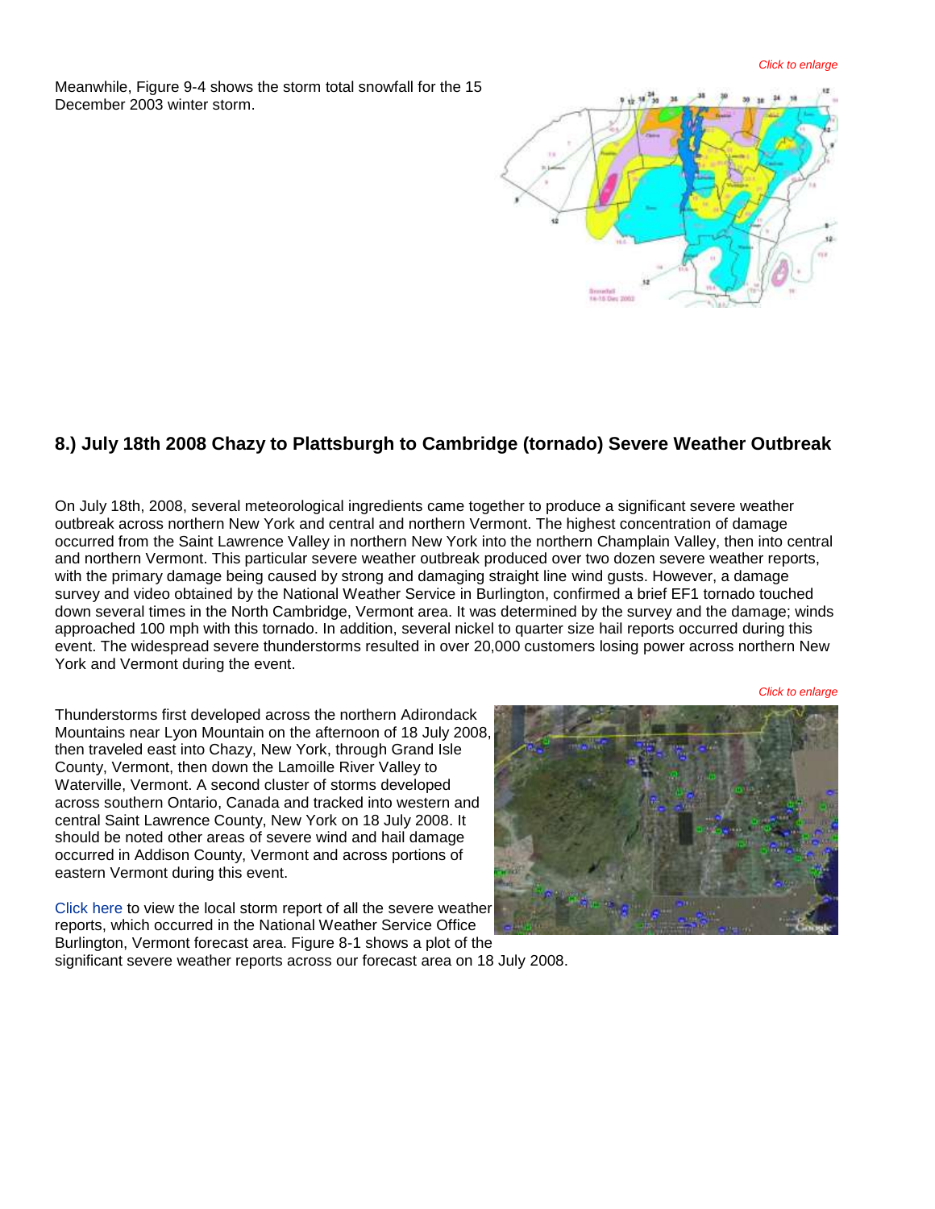*Click to enlarge*

Meanwhile, Figure 9-4 shows the storm total snowfall for the 15 December 2003 winter storm.

## 8.) July 18th 2008 Chazy to Plattsburgh to Cambridge (tornado) Severe Weather Outbreak

On July 18th, 2008, several meteorological ingredients came together to produce a significant severe weather outbreak across northern New York and central and northern Vermont. The highest concentration of damage occurred from the Saint Lawrence Valley in northern New York into the northern Champlain Valley, then into central and northern Vermont. This particular severe weather outbreak produced over two dozen severe weather reports, with the primary damage being caused by strong and damaging straight line wind gusts. However, a damage survey and video obtained by the National Weather Service in Burlington, confirmed a brief EF1 tornado touched down several times in the North Cambridge, Vermont area. It was determined by the survey and the damage; winds approached 100 mph with this tornado. In addition, several nickel to quarter size hail reports occurred during this event. The widespread severe thunderstorms resulted in over 20,000 customers losing power across northern New York and Vermont during the event.

*Click to enlarge*

Thunderstorms first developed across the northern Adirondack Mountains near Lyon Mountain on the afternoon of 18 July 2008, then traveled east into Chazy, New York, through Grand Isle County, Vermont, then down the Lamoille River Valley to Waterville, Vermont. A second cluster of storms developed across southern Ontario, Canada and tracked into western and central Saint Lawrence County, New York on 18 July 2008. It should be noted other areas of severe wind and hail damage occurred in Addison County, Vermont and across portions of eastern Vermont during this event.

Click here to view the local storm report of all the severe weather reports, which occurred in the National Weather Service Office Burlington, Vermont forecast area. Figure 8-1 shows a plot of the significant severe weather reports across our forecast area on 18 July 2008.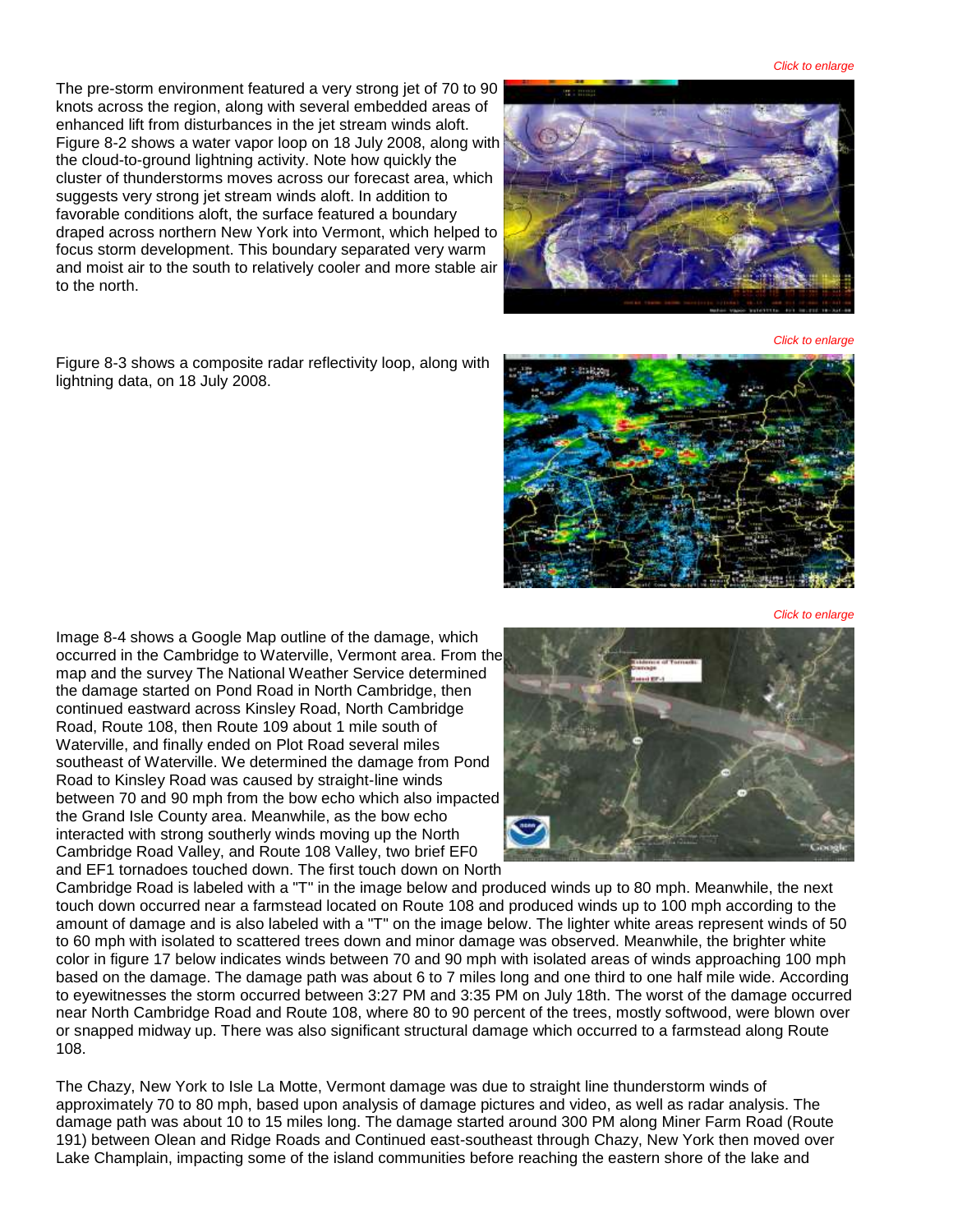*Click to enlarge*

The pre-storm environment featured a very strong jet of 70 to 90 knots across the region, along with several embedded areas of enhanced lift from disturbances in the jet stream winds aloft. Figure 8-2 shows a water vapor loop on 18 July 2008, along with the cloud-to-ground lightning activity. Note how quickly the cluster of thunderstorms moves across our forecast area, which suggests very strong jet stream winds aloft. In addition to favorable conditions aloft, the surface featured a boundary draped across northern New York into Vermont, which helped to focus storm development. This boundary separated very warm and moist air to the south to relatively cooler and more stable air to the north.

*Click to enlarge*

Figure 8-3 shows a composite radar reflectivity loop, along with lightning data, on 18 July 2008.

*Click to enlarge*

Image 8-4 shows a Google Map outline of the damage, which occurred in the Cambridge to Waterville, Vermont area. From the map and the survey The National Weather Service determined the damage started on Pond Road in North Cambridge, then continued eastward across Kinsley Road, North Cambridge Road, Route 108, then Route 109 about 1 mile south of Waterville, and finally ended on Plot Road several miles southeast of Waterville. We determined the damage from Pond Road to Kinsley Road was caused by straight-line winds between 70 and 90 mph from the bow echo which also impacted the Grand Isle County area. Meanwhile, as the bow echo interacted with strong southerly winds moving up the North Cambridge Road Valley, and Route 108 Valley, two brief EF0 and EF1 tornadoes touched down. The first touch down on North Cambridge Road is labeled with a "T" in the image below and produced winds up to 80 mph. Meanwhile, the next touch down occurred near a farmstead located on Route 108 and produced winds up to 100 mph according to the amount of damage and is also labeled with a "T" on the image below. The lighter white areas represent winds of 50 to 60 mph with isolated to scattered trees down and minor damage was observed. Meanwhile, the brighter white color in figure 17 below indicates winds between 70 and 90 mph with isolated areas of winds approaching 100 mph based on the damage. The damage path was about 6 to 7 miles long and one third to one half mile wide. According to eyewitnesses the storm occurred between 3:27 PM and 3:35 PM on July 18th. The worst of the damage occurred near North Cambridge Road and Route 108, where 80 to 90 percent of the trees, mostly softwood, were blown over or snapped midway up. There was also significant structural damage which occurred to a farmstead along Route 108.

The Chazy, New York to Isle La Motte, Vermont damage was due to straight line thunderstorm winds of approximately 70 to 80 mph, based upon analysis of damage pictures and video, as well as radar analysis. The damage path was about 10 to 15 miles long. The damage started around 300 PM along Miner Farm Road (Route 191) between Olean and Ridge Roads and Continued east-southeast through Chazy, New York then moved over Lake Champlain, impacting some of the island communities before reaching the eastern shore of the lake and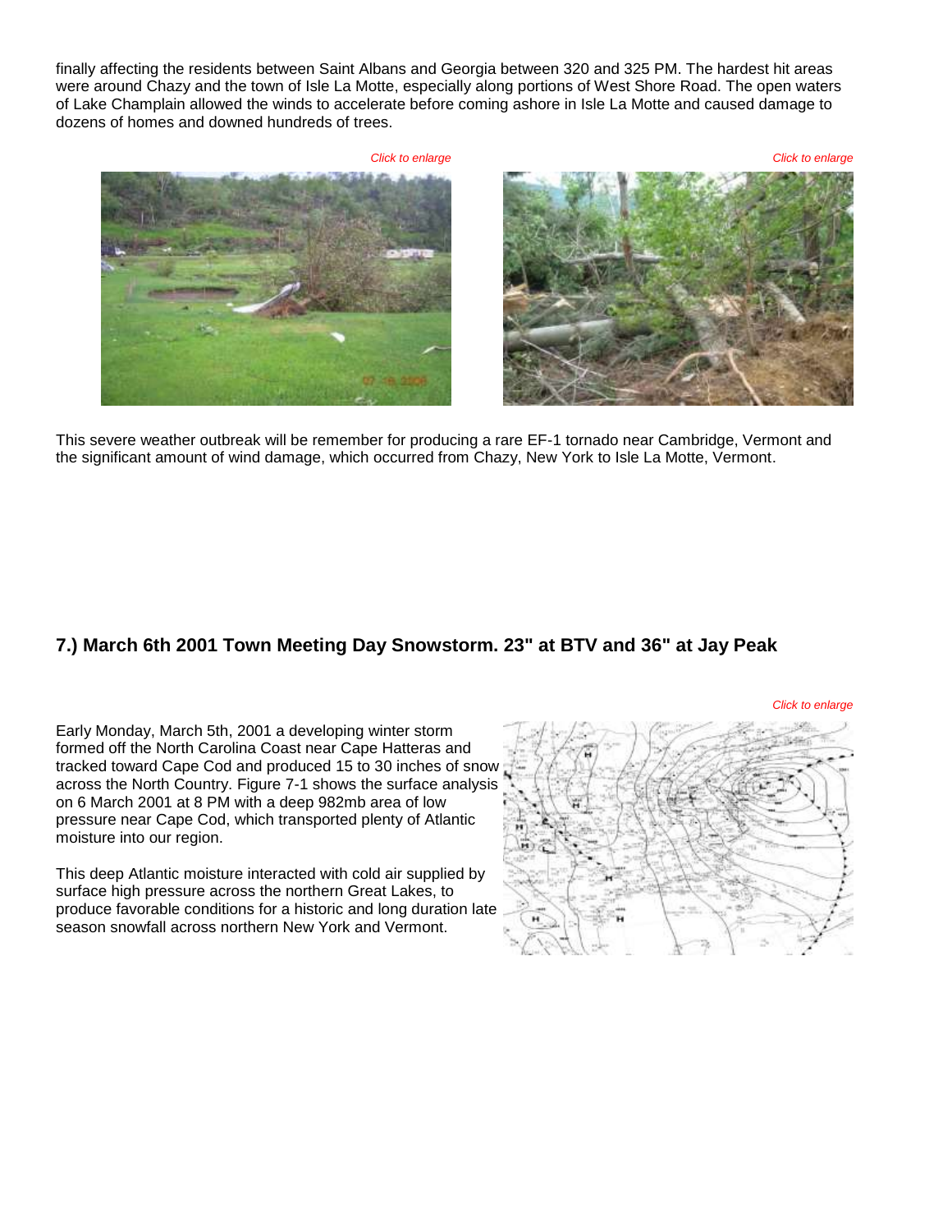finally affecting the residents between Saint Albans and Georgia between 320 and 325 PM. The hardest hit areas were around Chazy and the town of Isle La Motte, especially along portions of West Shore Road. The open waters of Lake Champlain allowed the winds to accelerate before coming ashore in Isle La Motte and caused damage to dozens of homes and downed hundreds of trees.

*Click to enlarge*

*Click to enlarge*

This severe weather outbreak will be remember for producing a rare EF-1 tornado near Cambridge, Vermont and the significant amount of wind damage, which occurred from Chazy, New York to Isle La Motte, Vermont.

## 7.) March 6th 2001 Town Meeting Day Snowstorm. 23" at BTV and 36" at Jay Peak

*Click to enlarge*

Early Monday, March 5th, 2001 a developing winter storm formed off the North Carolina Coast near Cape Hatteras and tracked toward Cape Cod and produced 15 to 30 inches of snow across the North Country. Figure 7-1 shows the surface analysis on 6 March 2001 at 8 PM with a deep 982mb area of low pressure near Cape Cod, which transported plenty of Atlantic moisture into our region.

This deep Atlantic moisture interacted with cold air supplied by surface high pressure across the northern Great Lakes, to produce favorable conditions for a historic and long duration late season snowfall across northern New York and Vermont.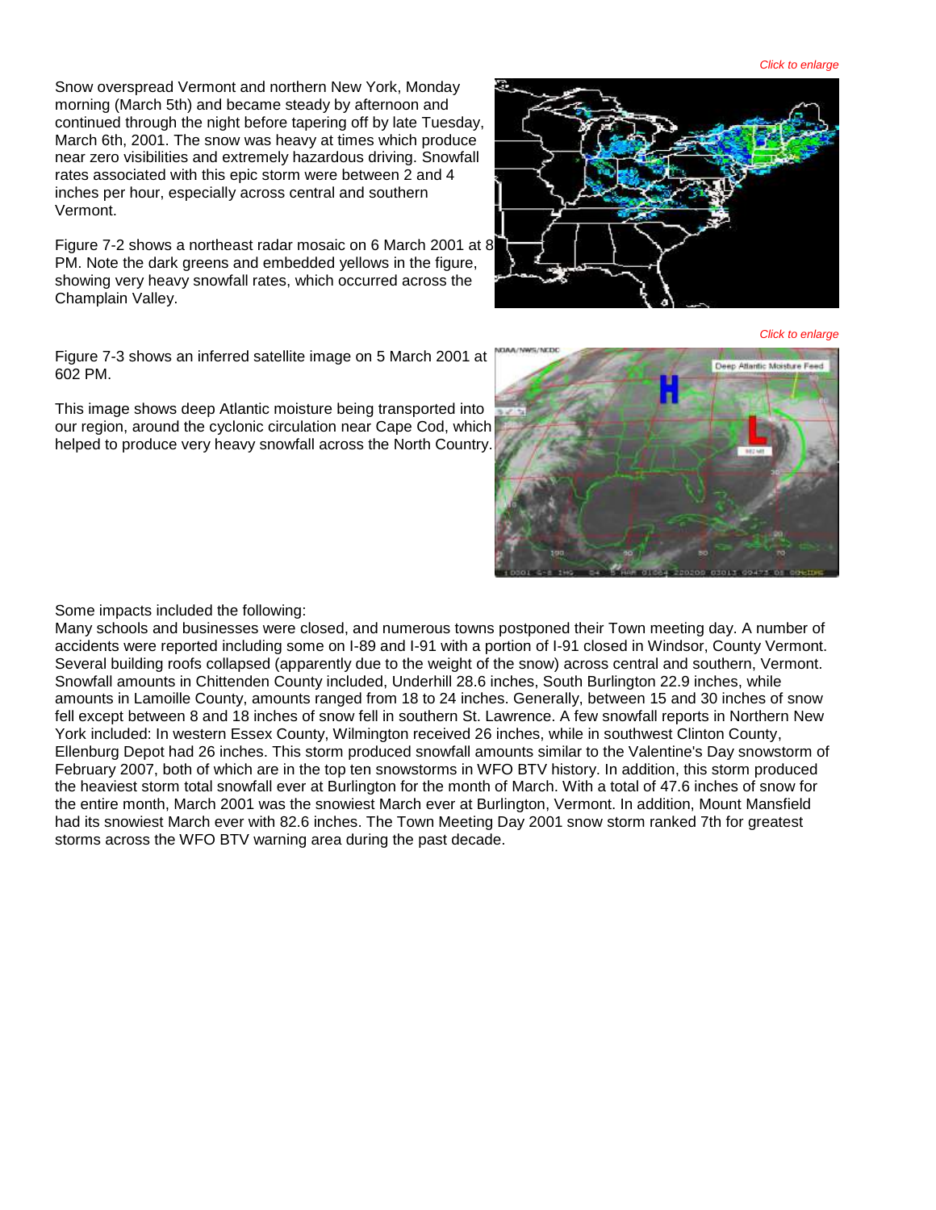Snow overspread Vermont and northern New York, Monday morning (March 5th) and became steady by afternoon and continued through the night before tapering off by late Tuesday, March 6th, 2001. The snow was heavy at times which produce near zero visibilities and extremely hazardous driving. Snowfall rates associated with this epic storm were between 2 and 4 inches per hour, especially across central and southern Vermont.

Figure 7-2 shows a northeast radar mosaic on 6 March 2001 at 8 PM. Note the dark greens and embedded yellows in the figure, showing very heavy snowfall rates, which occurred across the Champlain Valley.

*Click to enlarge*

Figure 7-3 shows an inferred satellite image on 5 March 2001 at 602 PM.

This image shows deep Atlantic moisture being transported into our region, around the cyclonic circulation near Cape Cod, which helped to produce very heavy snowfall across the North Country.

*Click to enlarge*

Some impacts included the following:
Many schools and businesses were closed, and numerous towns postponed their Town meeting day. A number of accidents were reported including some on I-89 and I-91 with a portion of I-91 closed in Windsor, County Vermont. Several building roofs collapsed (apparently due to the weight of the snow) across central and southern, Vermont. Snowfall amounts in Chittenden County included, Underhill 28.6 inches, South Burlington 22.9 inches, while amounts in Lamoille County, amounts ranged from 18 to 24 inches. Generally, between 15 and 30 inches of snow fell except between 8 and 18 inches of snow fell in southern St. Lawrence. A few snowfall reports in Northern New York included: In western Essex County, Wilmington received 26 inches, while in southwest Clinton County, Ellenburg Depot had 26 inches. This storm produced snowfall amounts similar to the Valentine's Day snowstorm of February 2007, both of which are in the top ten snowstorms in WFO BTV history. In addition, this storm produced the heaviest storm total snowfall ever at Burlington for the month of March. With a total of 47.6 inches of snow for the entire month, March 2001 was the snowiest March ever at Burlington, Vermont. In addition, Mount Mansfield had its snowiest March ever with 82.6 inches. The Town Meeting Day 2001 snow storm ranked 7th for greatest storms across the WFO BTV warning area during the past decade.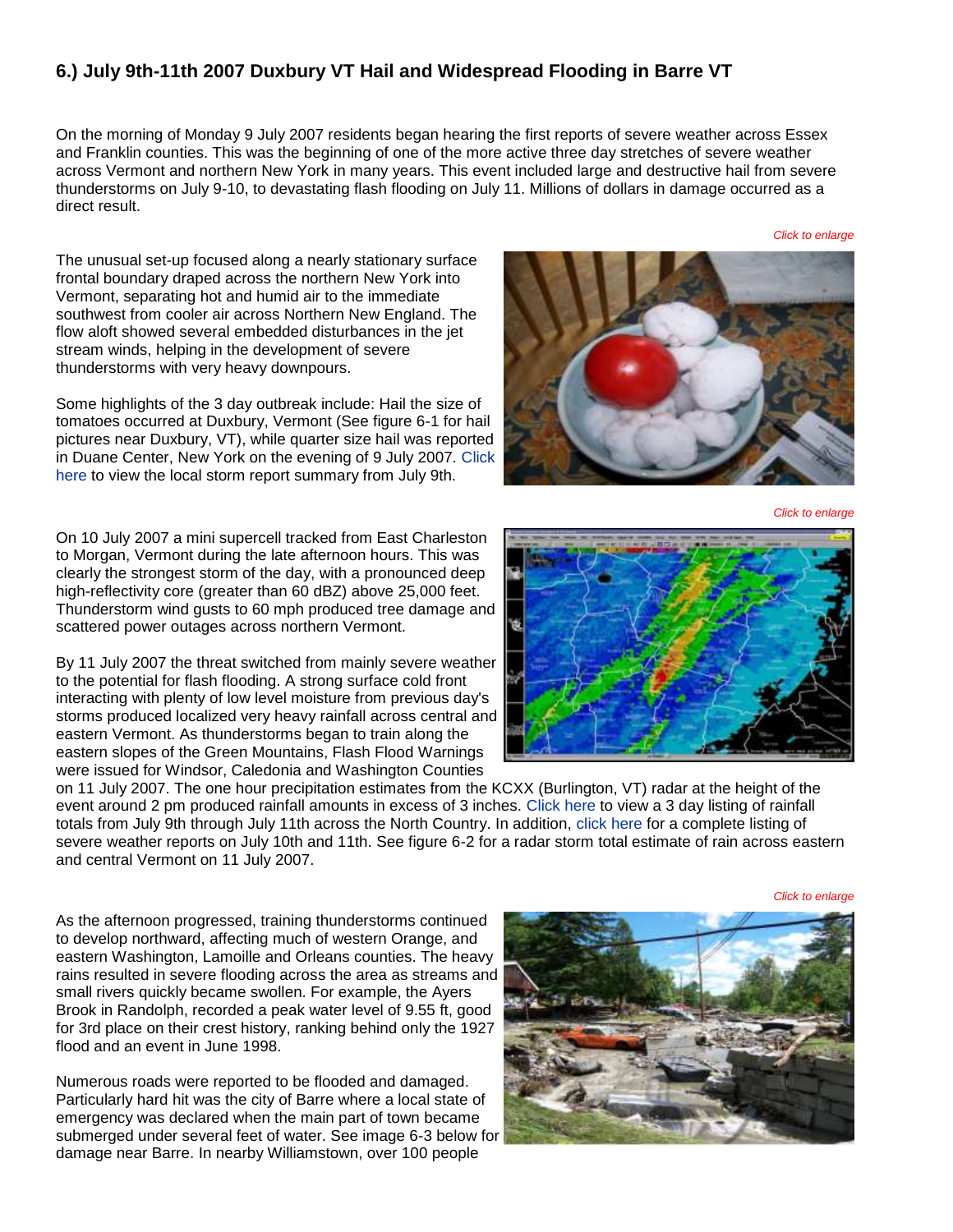## 6.) July 9th-11th 2007 Duxbury VT Hail and Widespread Flooding in Barre VT

On the morning of Monday 9 July 2007 residents began hearing the first reports of severe weather across Essex and Franklin counties. This was the beginning of one of the more active three day stretches of severe weather across Vermont and northern New York in many years. This event included large and destructive hail from severe thunderstorms on July 9-10, to devastating flash flooding on July 11. Millions of dollars in damage occurred as a direct result.

*Click to enlarge*

The unusual set-up focused along a nearly stationary surface frontal boundary draped across the northern New York into Vermont, separating hot and humid air to the immediate southwest from cooler air across Northern New England. The flow aloft showed several embedded disturbances in the jet stream winds, helping in the development of severe thunderstorms with very heavy downpours.

Some highlights of the 3 day outbreak include: Hail the size of tomatoes occurred at Duxbury, Vermont (See figure 6-1 for hail pictures near Duxbury, VT), while quarter size hail was reported in Duane Center, New York on the evening of 9 July 2007. Click here to view the local storm report summary from July 9th.

*Click to enlarge*

On 10 July 2007 a mini supercell tracked from East Charleston to Morgan, Vermont during the late afternoon hours. This was clearly the strongest storm of the day, with a pronounced deep high-reflectivity core (greater than 60 dBZ) above 25,000 feet. Thunderstorm wind gusts to 60 mph produced tree damage and scattered power outages across northern Vermont.

By 11 July 2007 the threat switched from mainly severe weather to the potential for flash flooding. A strong surface cold front interacting with plenty of low level moisture from previous day's storms produced localized very heavy rainfall across central and eastern Vermont. As thunderstorms began to train along the eastern slopes of the Green Mountains, Flash Flood Warnings were issued for Windsor, Caledonia and Washington Counties on 11 July 2007. The one hour precipitation estimates from the KCXX (Burlington, VT) radar at the height of the event around 2 pm produced rainfall amounts in excess of 3 inches. Click here to view a 3 day listing of rainfall totals from July 9th through July 11th across the North Country. In addition, click here for a complete listing of severe weather reports on July 10th and 11th. See figure 6-2 for a radar storm total estimate of rain across eastern and central Vermont on 11 July 2007.

*Click to enlarge*

As the afternoon progressed, training thunderstorms continued to develop northward, affecting much of western Orange, and eastern Washington, Lamoille and Orleans counties. The heavy rains resulted in severe flooding across the area as streams and small rivers quickly became swollen. For example, the Ayers Brook in Randolph, recorded a peak water level of 9.55 ft, good for 3rd place on their crest history, ranking behind only the 1927 flood and an event in June 1998.

Numerous roads were reported to be flooded and damaged. Particularly hard hit was the city of Barre where a local state of emergency was declared when the main part of town became submerged under several feet of water. See image 6-3 below for damage near Barre. In nearby Williamstown, over 100 people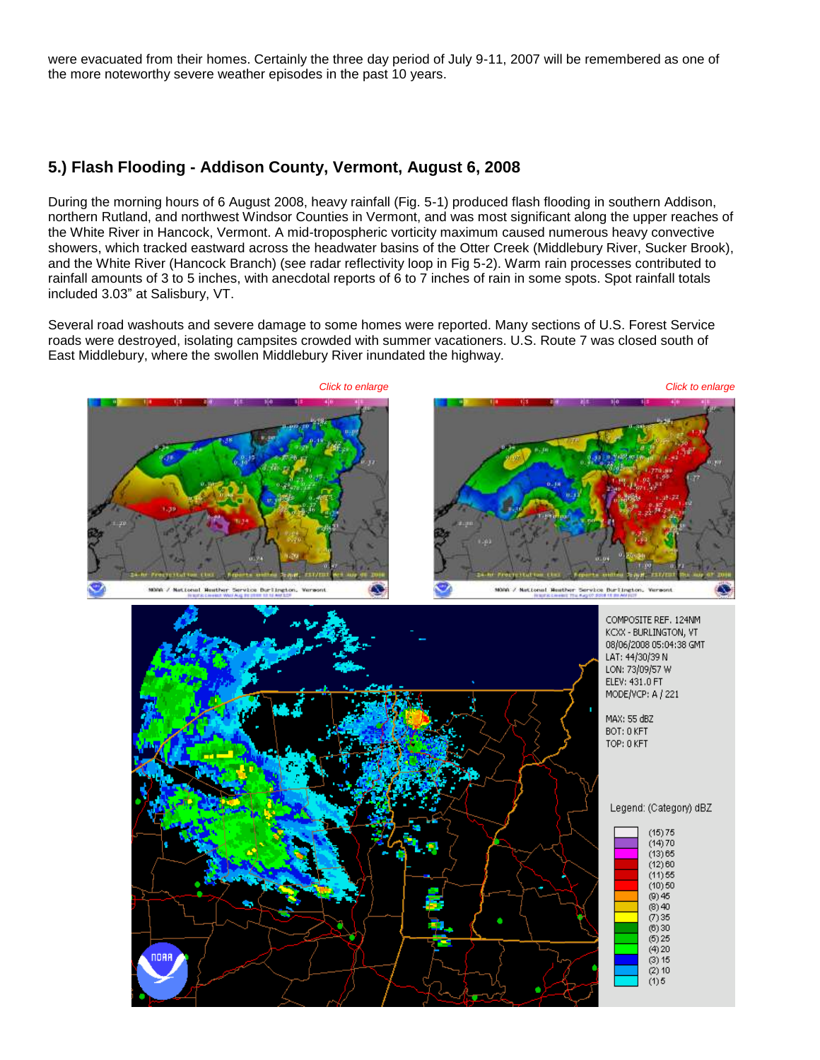were evacuated from their homes. Certainly the three day period of July 9-11, 2007 will be remembered as one of the more noteworthy severe weather episodes in the past 10 years.

## 5.) Flash Flooding - Addison County, Vermont, August 6, 2008

During the morning hours of 6 August 2008, heavy rainfall (Fig. 5-1) produced flash flooding in southern Addison, northern Rutland, and northwest Windsor Counties in Vermont, and was most significant along the upper reaches of the White River in Hancock, Vermont. A mid-tropospheric vorticity maximum caused numerous heavy convective showers, which tracked eastward across the headwater basins of the Otter Creek (Middlebury River, Sucker Brook), and the White River (Hancock Branch) (see radar reflectivity loop in Fig 5-2). Warm rain processes contributed to rainfall amounts of 3 to 5 inches, with anecdotal reports of 6 to 7 inches of rain in some spots. Spot rainfall totals included 3.03" at Salisbury, VT.

Several road washouts and severe damage to some homes were reported. Many sections of U.S. Forest Service roads were destroyed, isolating campsites crowded with summer vacationers. U.S. Route 7 was closed south of East Middlebury, where the swollen Middlebury River inundated the highway.

*Click to enlarge*

*Click to enlarge*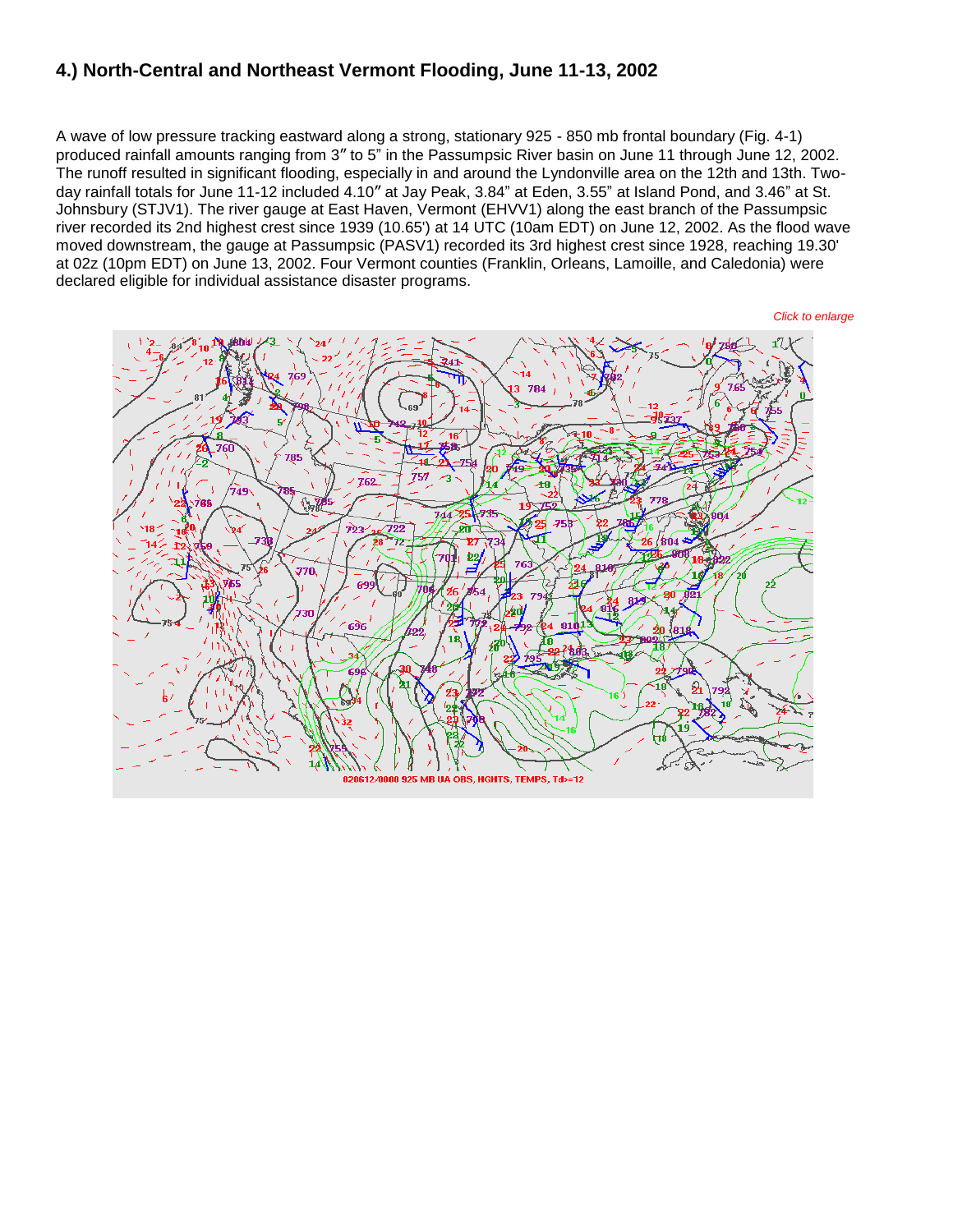## 4.) North-Central and Northeast Vermont Flooding, June 11-13, 2002

A wave of low pressure tracking eastward along a strong, stationary 925 - 850 mb frontal boundary (Fig. 4-1) produced rainfall amounts ranging from 3″ to 5" in the Passumpsic River basin on June 11 through June 12, 2002. The runoff resulted in significant flooding, especially in and around the Lyndonville area on the 12th and 13th. Two-day rainfall totals for June 11-12 included 4.10″ at Jay Peak, 3.84" at Eden, 3.55" at Island Pond, and 3.46" at St. Johnsbury (STJV1). The river gauge at East Haven, Vermont (EHVV1) along the east branch of the Passumpsic river recorded its 2nd highest crest since 1939 (10.65') at 14 UTC (10am EDT) on June 12, 2002. As the flood wave moved downstream, the gauge at Passumpsic (PASV1) recorded its 3rd highest crest since 1928, reaching 19.30' at 02z (10pm EDT) on June 13, 2002. Four Vermont counties (Franklin, Orleans, Lamoille, and Caledonia) were declared eligible for individual assistance disaster programs.

*Click to enlarge*

020612/0000 925 MB UA OBS, HGHTS, TEMPS, Td>=12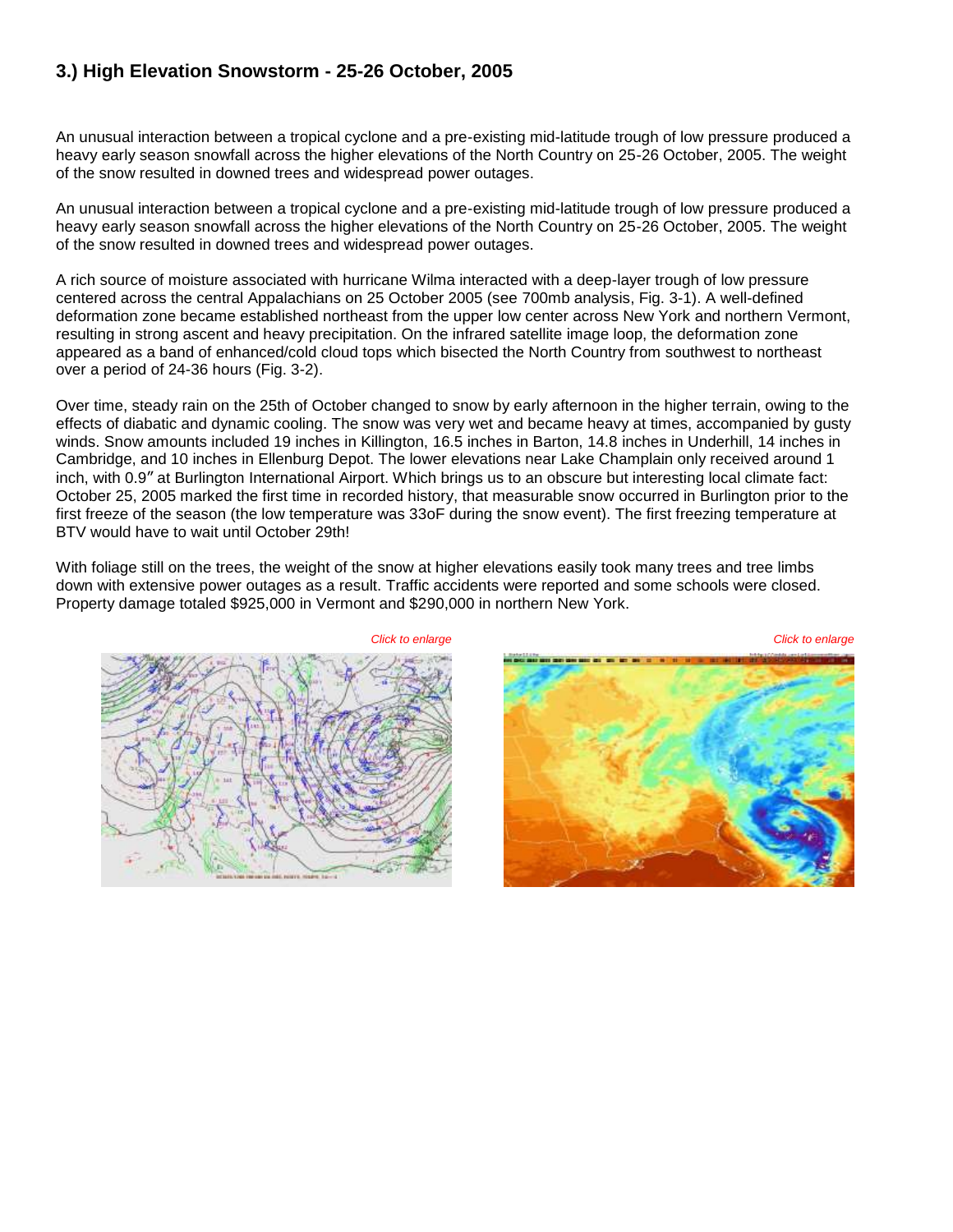### 3.) High Elevation Snowstorm - 25-26 October, 2005

An unusual interaction between a tropical cyclone and a pre-existing mid-latitude trough of low pressure produced a heavy early season snowfall across the higher elevations of the North Country on 25-26 October, 2005. The weight of the snow resulted in downed trees and widespread power outages.

An unusual interaction between a tropical cyclone and a pre-existing mid-latitude trough of low pressure produced a heavy early season snowfall across the higher elevations of the North Country on 25-26 October, 2005. The weight of the snow resulted in downed trees and widespread power outages.

A rich source of moisture associated with hurricane Wilma interacted with a deep-layer trough of low pressure centered across the central Appalachians on 25 October 2005 (see 700mb analysis, Fig. 3-1). A well-defined deformation zone became established northeast from the upper low center across New York and northern Vermont, resulting in strong ascent and heavy precipitation. On the infrared satellite image loop, the deformation zone appeared as a band of enhanced/cold cloud tops which bisected the North Country from southwest to northeast over a period of 24-36 hours (Fig. 3-2).

Over time, steady rain on the 25th of October changed to snow by early afternoon in the higher terrain, owing to the effects of diabatic and dynamic cooling. The snow was very wet and became heavy at times, accompanied by gusty winds. Snow amounts included 19 inches in Killington, 16.5 inches in Barton, 14.8 inches in Underhill, 14 inches in Cambridge, and 10 inches in Ellenburg Depot. The lower elevations near Lake Champlain only received around 1 inch, with 0.9″ at Burlington International Airport. Which brings us to an obscure but interesting local climate fact: October 25, 2005 marked the first time in recorded history, that measurable snow occurred in Burlington prior to the first freeze of the season (the low temperature was 33oF during the snow event). The first freezing temperature at BTV would have to wait until October 29th!

With foliage still on the trees, the weight of the snow at higher elevations easily took many trees and tree limbs down with extensive power outages as a result. Traffic accidents were reported and some schools were closed. Property damage totaled $925,000 in Vermont and $290,000 in northern New York.

*Click to enlarge*

*Click to enlarge*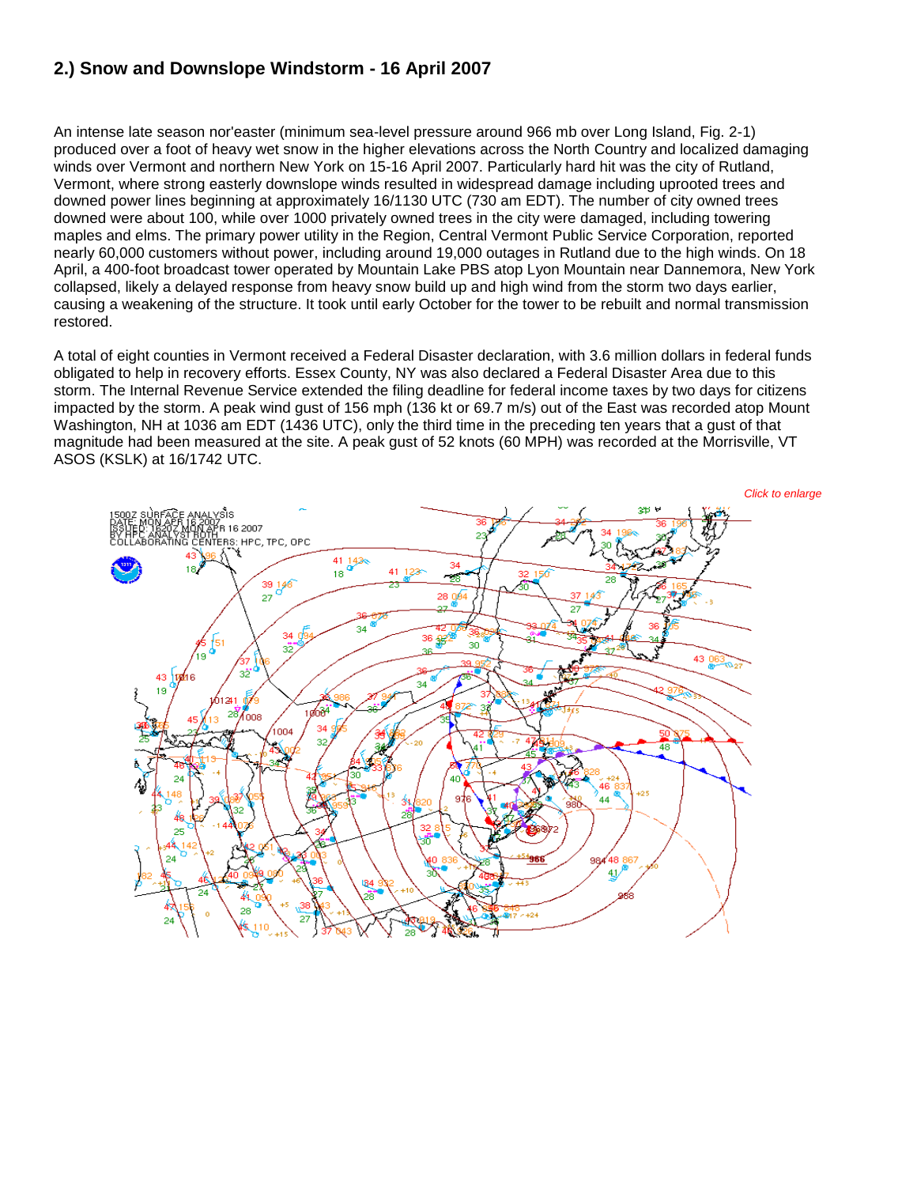## 2.) Snow and Downslope Windstorm - 16 April 2007

An intense late season nor'easter (minimum sea-level pressure around 966 mb over Long Island, Fig. 2-1) produced over a foot of heavy wet snow in the higher elevations across the North Country and localized damaging winds over Vermont and northern New York on 15-16 April 2007. Particularly hard hit was the city of Rutland, Vermont, where strong easterly downslope winds resulted in widespread damage including uprooted trees and downed power lines beginning at approximately 16/1130 UTC (730 am EDT). The number of city owned trees downed were about 100, while over 1000 privately owned trees in the city were damaged, including towering maples and elms. The primary power utility in the Region, Central Vermont Public Service Corporation, reported nearly 60,000 customers without power, including around 19,000 outages in Rutland due to the high winds. On 18 April, a 400-foot broadcast tower operated by Mountain Lake PBS atop Lyon Mountain near Dannemora, New York collapsed, likely a delayed response from heavy snow build up and high wind from the storm two days earlier, causing a weakening of the structure. It took until early October for the tower to be rebuilt and normal transmission restored.

A total of eight counties in Vermont received a Federal Disaster declaration, with 3.6 million dollars in federal funds obligated to help in recovery efforts. Essex County, NY was also declared a Federal Disaster Area due to this storm. The Internal Revenue Service extended the filing deadline for federal income taxes by two days for citizens impacted by the storm. A peak wind gust of 156 mph (136 kt or 69.7 m/s) out of the East was recorded atop Mount Washington, NH at 1036 am EDT (1436 UTC), only the third time in the preceding ten years that a gust of that magnitude had been measured at the site. A peak gust of 52 knots (60 MPH) was recorded at the Morrisville, VT ASOS (KSLK) at 16/1742 UTC.

*Click to enlarge*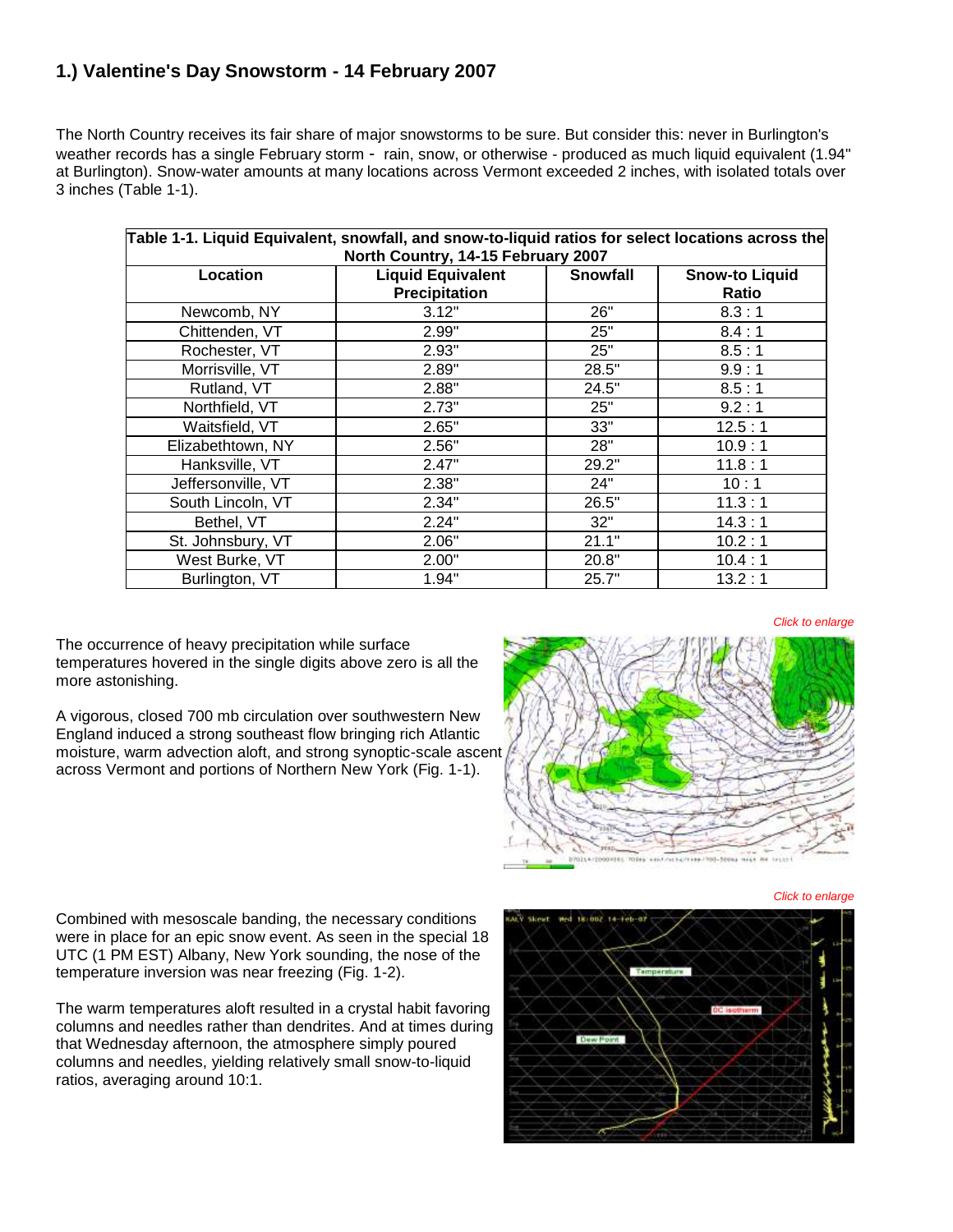## 1.) Valentine's Day Snowstorm - 14 February 2007

The North Country receives its fair share of major snowstorms to be sure. But consider this: never in Burlington's weather records has a single February storm - rain, snow, or otherwise - produced as much liquid equivalent (1.94" at Burlington). Snow-water amounts at many locations across Vermont exceeded 2 inches, with isolated totals over 3 inches (Table 1-1).

**Table 1-1. Liquid Equivalent, snowfall, and snow-to-liquid ratios for select locations across the North Country, 14-15 February 2007**

| Location | Liquid Equivalent Precipitation | Snowfall | Snow-to Liquid Ratio |
|---|---|---|---|
| Newcomb, NY | 3.12" | 26" | 8.3 : 1 |
| Chittenden, VT | 2.99" | 25" | 8.4 : 1 |
| Rochester, VT | 2.93" | 25" | 8.5 : 1 |
| Morrisville, VT | 2.89" | 28.5" | 9.9 : 1 |
| Rutland, VT | 2.88" | 24.5" | 8.5 : 1 |
| Northfield, VT | 2.73" | 25" | 9.2 : 1 |
| Waitsfield, VT | 2.65" | 33" | 12.5 : 1 |
| Elizabethtown, NY | 2.56" | 28" | 10.9 : 1 |
| Hanksville, VT | 2.47" | 29.2" | 11.8 : 1 |
| Jeffersonville, VT | 2.38" | 24" | 10 : 1 |
| South Lincoln, VT | 2.34" | 26.5" | 11.3 : 1 |
| Bethel, VT | 2.24" | 32" | 14.3 : 1 |
| St. Johnsbury, VT | 2.06" | 21.1" | 10.2 : 1 |
| West Burke, VT | 2.00" | 20.8" | 10.4 : 1 |
| Burlington, VT | 1.94" | 25.7" | 13.2 : 1 |

*Click to enlarge*

The occurrence of heavy precipitation while surface temperatures hovered in the single digits above zero is all the more astonishing.

A vigorous, closed 700 mb circulation over southwestern New England induced a strong southeast flow bringing rich Atlantic moisture, warm advection aloft, and strong synoptic-scale ascent across Vermont and portions of Northern New York (Fig. 1-1).

*Click to enlarge*

Combined with mesoscale banding, the necessary conditions were in place for an epic snow event. As seen in the special 18 UTC (1 PM EST) Albany, New York sounding, the nose of the temperature inversion was near freezing (Fig. 1-2).

The warm temperatures aloft resulted in a crystal habit favoring columns and needles rather than dendrites. And at times during that Wednesday afternoon, the atmosphere simply poured columns and needles, yielding relatively small snow-to-liquid ratios, averaging around 10:1.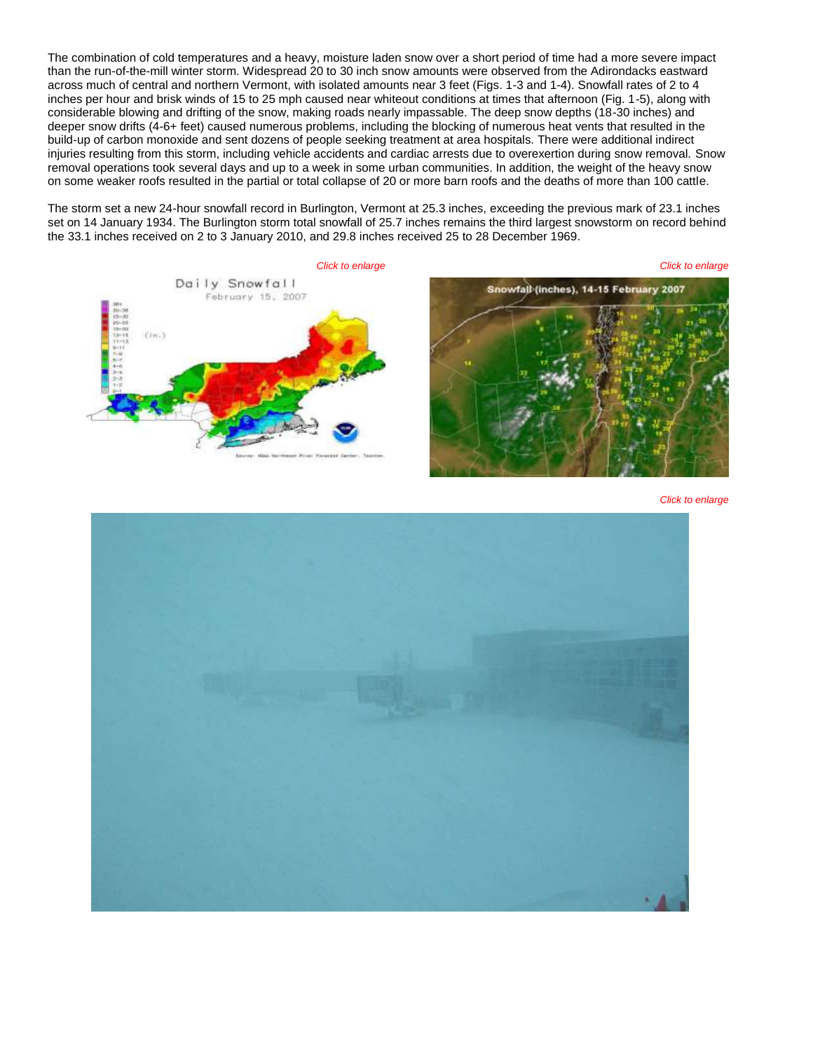The combination of cold temperatures and a heavy, moisture laden snow over a short period of time had a more severe impact than the run-of-the-mill winter storm. Widespread 20 to 30 inch snow amounts were observed from the Adirondacks eastward across much of central and northern Vermont, with isolated amounts near 3 feet (Figs. 1-3 and 1-4). Snowfall rates of 2 to 4 inches per hour and brisk winds of 15 to 25 mph caused near whiteout conditions at times that afternoon (Fig. 1-5), along with considerable blowing and drifting of the snow, making roads nearly impassable. The deep snow depths (18-30 inches) and deeper snow drifts (4-6+ feet) caused numerous problems, including the blocking of numerous heat vents that resulted in the build-up of carbon monoxide and sent dozens of people seeking treatment at area hospitals. There were additional indirect injuries resulting from this storm, including vehicle accidents and cardiac arrests due to overexertion during snow removal. Snow removal operations took several days and up to a week in some urban communities. In addition, the weight of the heavy snow on some weaker roofs resulted in the partial or total collapse of 20 or more barn roofs and the deaths of more than 100 cattle.

The storm set a new 24-hour snowfall record in Burlington, Vermont at 25.3 inches, exceeding the previous mark of 23.1 inches set on 14 January 1934. The Burlington storm total snowfall of 25.7 inches remains the third largest snowstorm on record behind the 33.1 inches received on 2 to 3 January 2010, and 29.8 inches received 25 to 28 December 1969.

*Click to enlarge*

Daily Snowfall
February 15, 2007

*Click to enlarge*

Snowfall (inches), 14-15 February 2007

*Click to enlarge*